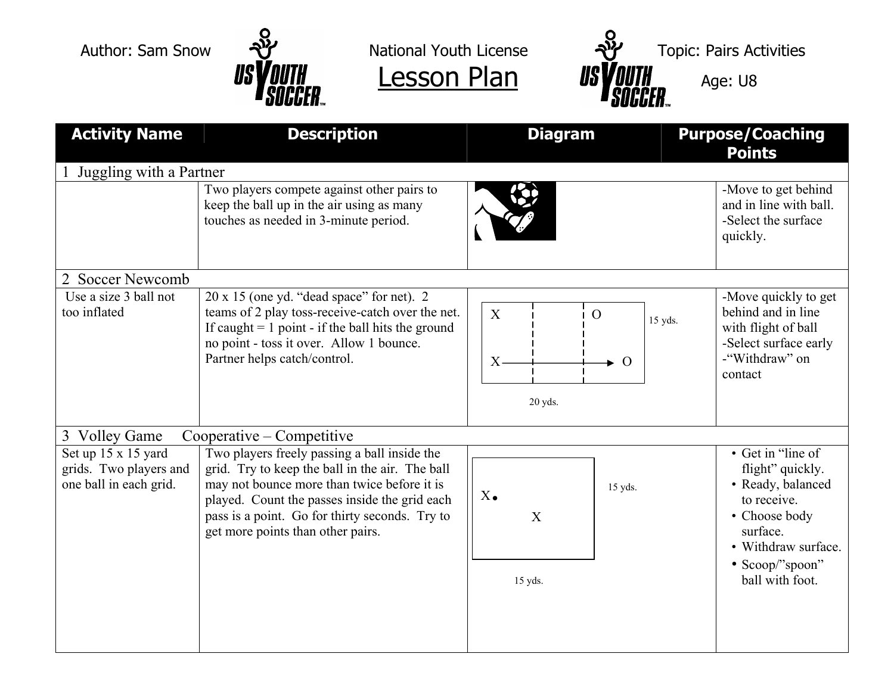Author: Sam Snow

National Youth License

# Lesson Plan

Topic: Pairs Activities

Age: U8

| Activity Name | Description | Diagram | Purpose/Coaching Points |
|---|---|---|---|
| **1 Juggling with a Partner** | | | |
| | Two players compete against other pairs to keep the ball up in the air using as many touches as needed in 3-minute period. | | -Move to get behind and in line with ball.<br>-Select the surface quickly. |
| **2 Soccer Newcomb** | | | |
| Use a size 3 ball not too inflated | 20 x 15 (one yd. "dead space" for net). 2 teams of 2 play toss-receive-catch over the net. If caught = 1 point - if the ball hits the ground no point - toss it over. Allow 1 bounce. Partner helps catch/control. | X, O; X → O; 15 yds.; 20 yds. | -Move quickly to get behind and in line with flight of ball<br>-Select surface early<br>-"Withdraw" on contact |
| **3 Volley Game Cooperative – Competitive** | | | |
| Set up 15 x 15 yard grids. Two players and one ball in each grid. | Two players freely passing a ball inside the grid. Try to keep the ball in the air. The ball may not bounce more than twice before it is played. Count the passes inside the grid each pass is a point. Go for thirty seconds. Try to get more points than other pairs. | X•, X; 15 yds.; 15 yds. | • Get in "line of flight" quickly.<br>• Ready, balanced to receive.<br>• Choose body surface.<br>• Withdraw surface.<br>• Scoop/"spoon" ball with foot. |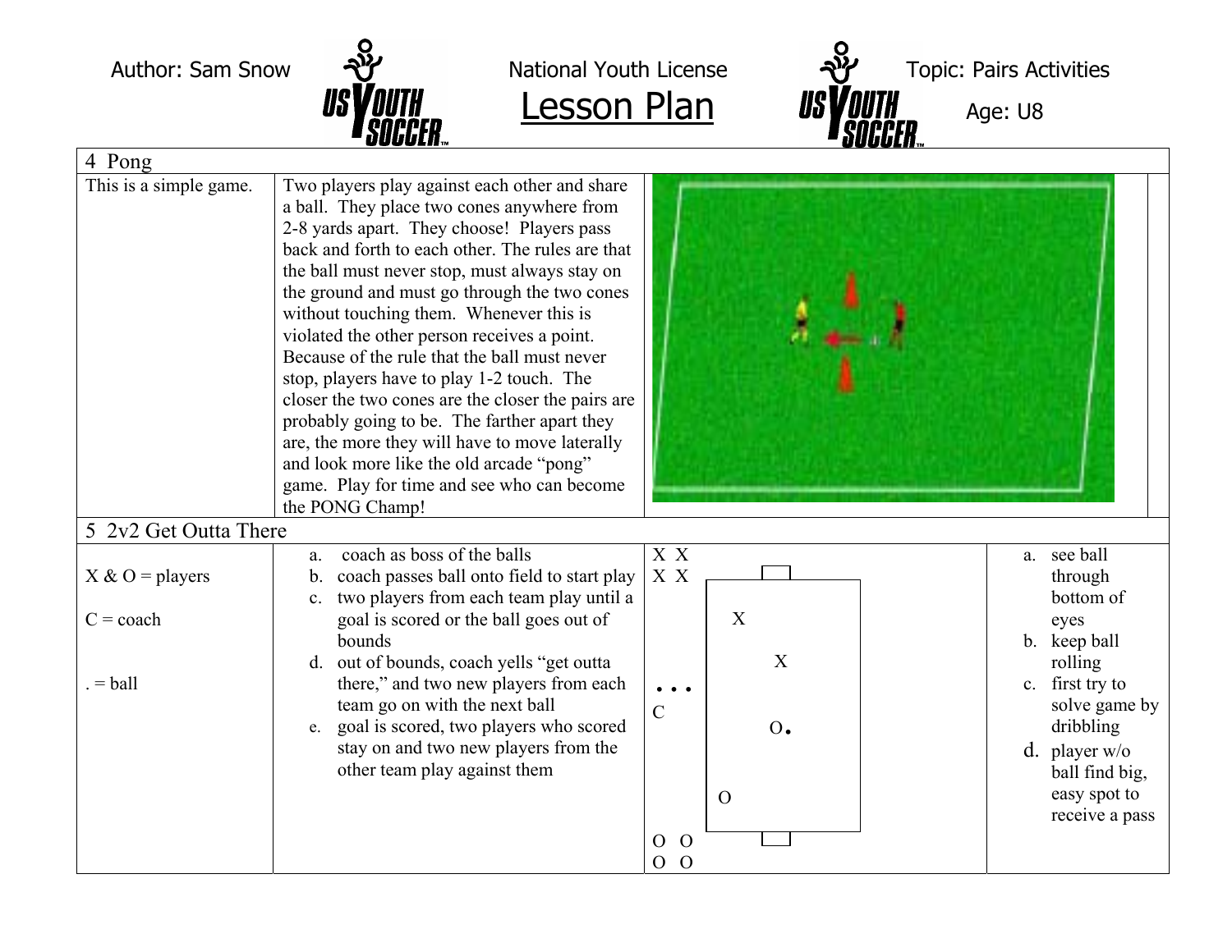Author: Sam Snow

National Youth License

# Lesson Plan

Topic: Pairs Activities

Age: U8

## 4 Pong

| | | | |
|---|---|---|---|
| This is a simple game. | Two players play against each other and share a ball. They place two cones anywhere from 2-8 yards apart. They choose! Players pass back and forth to each other. The rules are that the ball must never stop, must always stay on the ground and must go through the two cones without touching them. Whenever this is violated the other person receives a point. Because of the rule that the ball must never stop, players have to play 1-2 touch. The closer the two cones are the closer the pairs are probably going to be. The farther apart they are, the more they will have to move laterally and look more like the old arcade "pong" game. Play for time and see who can become the PONG Champ! | | |

## 5 2v2 Get Outta There

| | | | |
|---|---|---|---|
| X & O = players<br><br>C = coach<br><br>. = ball | a. coach as boss of the balls<br>b. coach passes ball onto field to start play<br>c. two players from each team play until a goal is scored or the ball goes out of bounds<br>d. out of bounds, coach yells "get outta there," and two new players from each team go on with the next ball<br>e. goal is scored, two players who scored stay on and two new players from the other team play against them | X X<br>X X<br>X<br>X<br>• • •<br>C<br>O•<br>O<br>O O<br>O O | a. see ball through bottom of eyes<br>b. keep ball rolling<br>c. first try to solve game by dribbling<br>d. player w/o ball find big, easy spot to receive a pass |